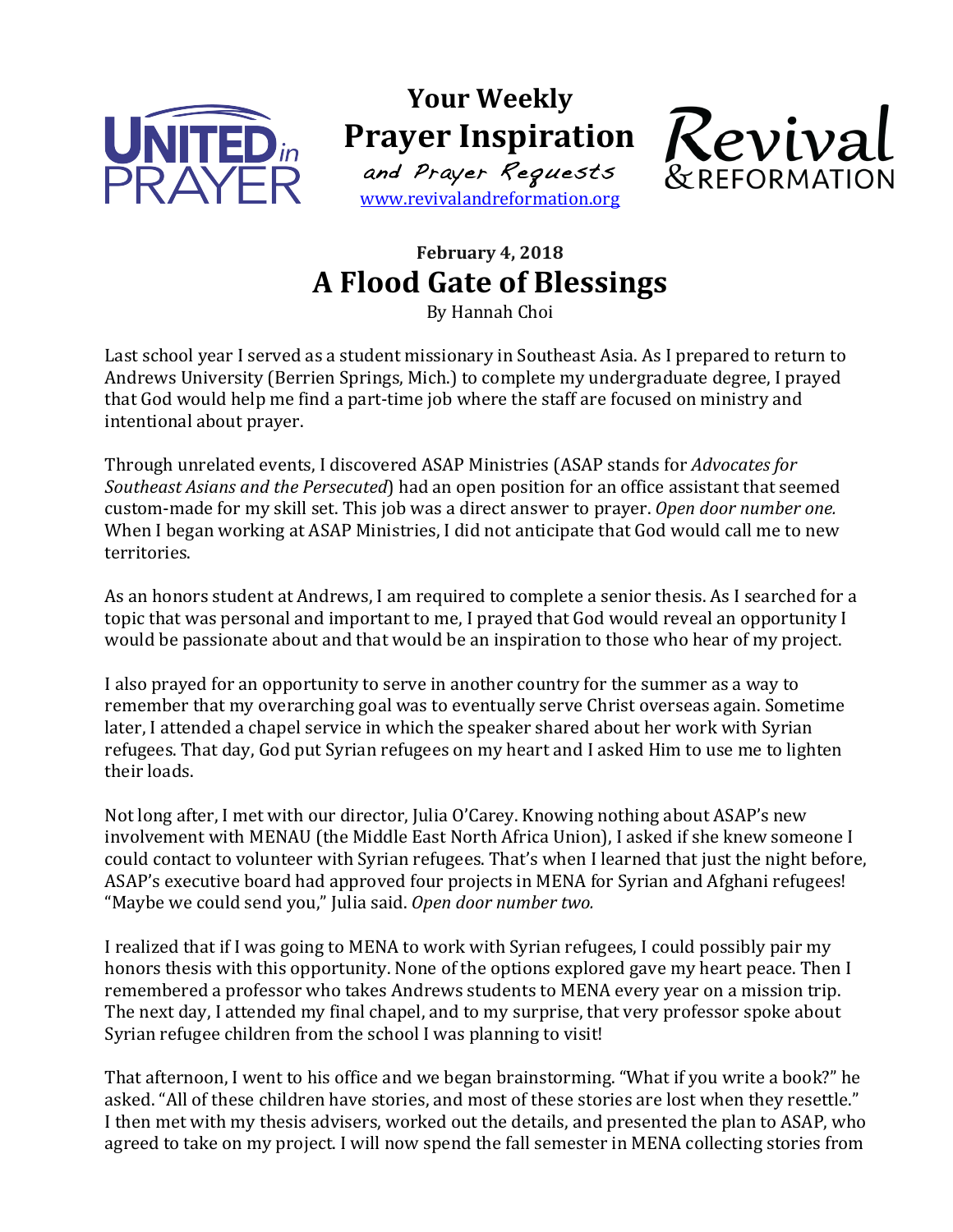**Your Weekly**
**Prayer Inspiration**
*and Prayer Requests*
www.revivalandreformation.org

**February 4, 2018**

# A Flood Gate of Blessings

By Hannah Choi

Last school year I served as a student missionary in Southeast Asia. As I prepared to return to Andrews University (Berrien Springs, Mich.) to complete my undergraduate degree, I prayed that God would help me find a part-time job where the staff are focused on ministry and intentional about prayer.

Through unrelated events, I discovered ASAP Ministries (ASAP stands for *Advocates for Southeast Asians and the Persecuted*) had an open position for an office assistant that seemed custom-made for my skill set. This job was a direct answer to prayer. *Open door number one.* When I began working at ASAP Ministries, I did not anticipate that God would call me to new territories.

As an honors student at Andrews, I am required to complete a senior thesis. As I searched for a topic that was personal and important to me, I prayed that God would reveal an opportunity I would be passionate about and that would be an inspiration to those who hear of my project.

I also prayed for an opportunity to serve in another country for the summer as a way to remember that my overarching goal was to eventually serve Christ overseas again. Sometime later, I attended a chapel service in which the speaker shared about her work with Syrian refugees. That day, God put Syrian refugees on my heart and I asked Him to use me to lighten their loads.

Not long after, I met with our director, Julia O'Carey. Knowing nothing about ASAP's new involvement with MENAU (the Middle East North Africa Union), I asked if she knew someone I could contact to volunteer with Syrian refugees. That's when I learned that just the night before, ASAP's executive board had approved four projects in MENA for Syrian and Afghani refugees! "Maybe we could send you," Julia said. *Open door number two.*

I realized that if I was going to MENA to work with Syrian refugees, I could possibly pair my honors thesis with this opportunity. None of the options explored gave my heart peace. Then I remembered a professor who takes Andrews students to MENA every year on a mission trip. The next day, I attended my final chapel, and to my surprise, that very professor spoke about Syrian refugee children from the school I was planning to visit!

That afternoon, I went to his office and we began brainstorming. "What if you write a book?" he asked. "All of these children have stories, and most of these stories are lost when they resettle." I then met with my thesis advisers, worked out the details, and presented the plan to ASAP, who agreed to take on my project. I will now spend the fall semester in MENA collecting stories from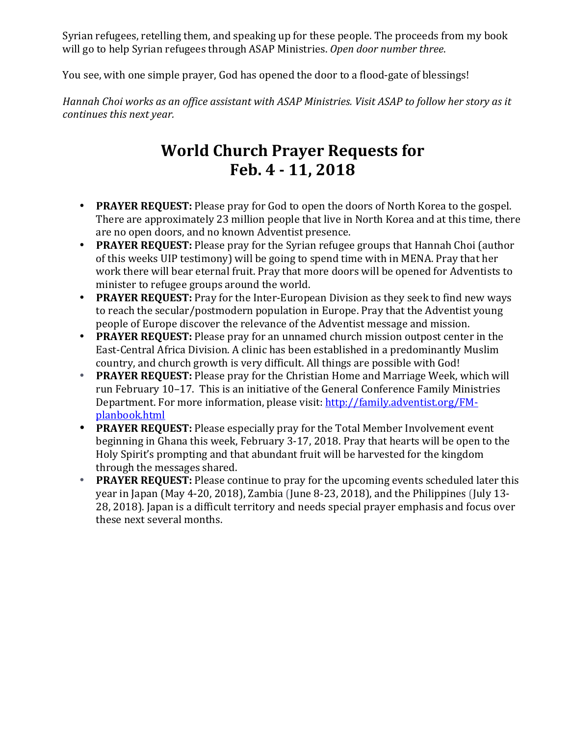Syrian refugees, retelling them, and speaking up for these people. The proceeds from my book will go to help Syrian refugees through ASAP Ministries. *Open door number three*.

You see, with one simple prayer, God has opened the door to a flood-gate of blessings!

*Hannah Choi works as an office assistant with ASAP Ministries. Visit ASAP to follow her story as it continues this next year.*

# World Church Prayer Requests for Feb. 4 - 11, 2018

- **PRAYER REQUEST:** Please pray for God to open the doors of North Korea to the gospel. There are approximately 23 million people that live in North Korea and at this time, there are no open doors, and no known Adventist presence.
- **PRAYER REQUEST:** Please pray for the Syrian refugee groups that Hannah Choi (author of this weeks UIP testimony) will be going to spend time with in MENA. Pray that her work there will bear eternal fruit. Pray that more doors will be opened for Adventists to minister to refugee groups around the world.
- **PRAYER REQUEST:** Pray for the Inter-European Division as they seek to find new ways to reach the secular/postmodern population in Europe. Pray that the Adventist young people of Europe discover the relevance of the Adventist message and mission.
- **PRAYER REQUEST:** Please pray for an unnamed church mission outpost center in the East-Central Africa Division. A clinic has been established in a predominantly Muslim country, and church growth is very difficult. All things are possible with God!
- **PRAYER REQUEST:** Please pray for the Christian Home and Marriage Week, which will run February 10–17. This is an initiative of the General Conference Family Ministries Department. For more information, please visit: [http://family.adventist.org/FM-planbook.html](http://family.adventist.org/FM-planbook.html)
- **PRAYER REQUEST:** Please especially pray for the Total Member Involvement event beginning in Ghana this week, February 3-17, 2018. Pray that hearts will be open to the Holy Spirit's prompting and that abundant fruit will be harvested for the kingdom through the messages shared.
- **PRAYER REQUEST:** Please continue to pray for the upcoming events scheduled later this year in Japan (May 4-20, 2018), Zambia (June 8-23, 2018), and the Philippines (July 13-28, 2018). Japan is a difficult territory and needs special prayer emphasis and focus over these next several months.